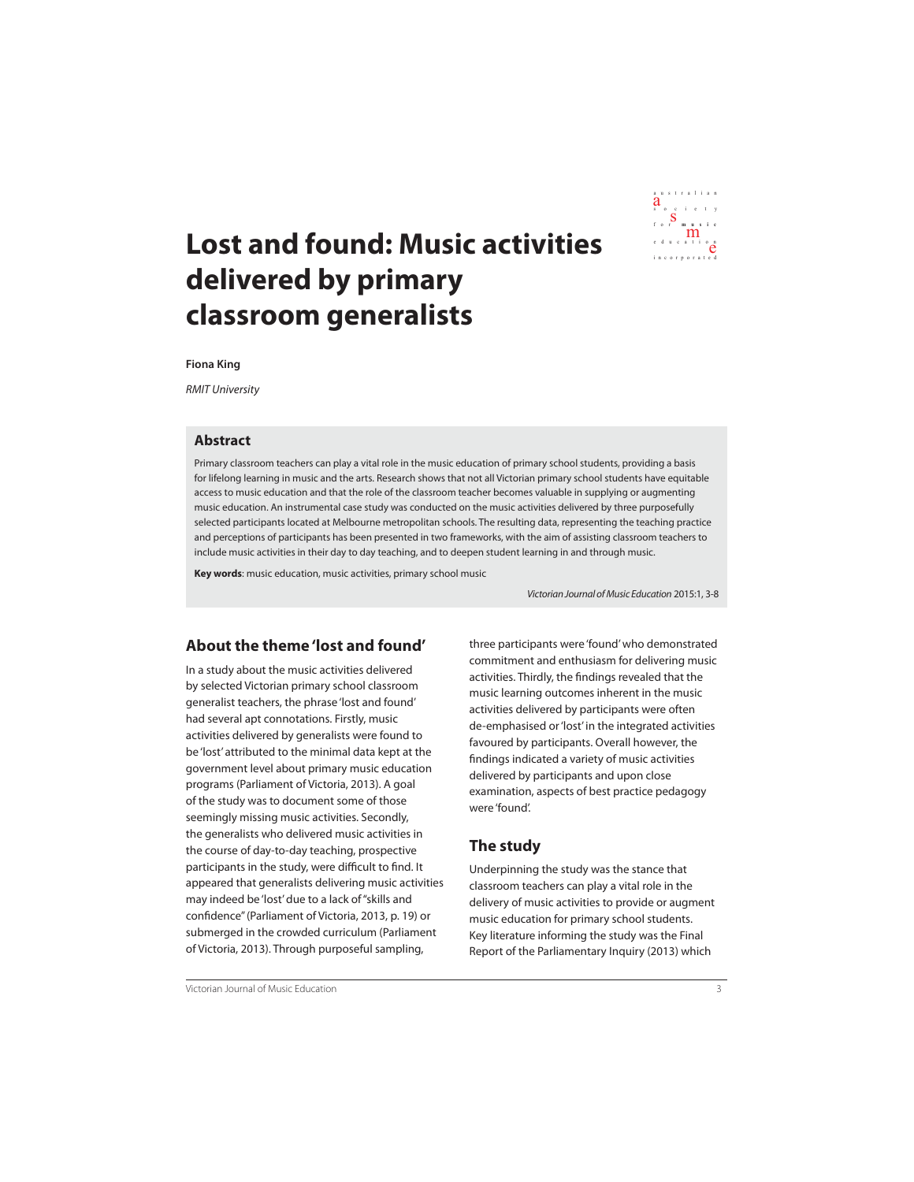# Lost and found: Music activities delivered by primary classroom generalists

**Fiona King**

*RMIT University*

## Abstract

Primary classroom teachers can play a vital role in the music education of primary school students, providing a basis for lifelong learning in music and the arts. Research shows that not all Victorian primary school students have equitable access to music education and that the role of the classroom teacher becomes valuable in supplying or augmenting music education. An instrumental case study was conducted on the music activities delivered by three purposefully selected participants located at Melbourne metropolitan schools. The resulting data, representing the teaching practice and perceptions of participants has been presented in two frameworks, with the aim of assisting classroom teachers to include music activities in their day to day teaching, and to deepen student learning in and through music.

**Key words**: music education, music activities, primary school music

*Victorian Journal of Music Education* 2015:1, 3-8

## About the theme 'lost and found'

In a study about the music activities delivered by selected Victorian primary school classroom generalist teachers, the phrase 'lost and found' had several apt connotations. Firstly, music activities delivered by generalists were found to be 'lost' attributed to the minimal data kept at the government level about primary music education programs (Parliament of Victoria, 2013). A goal of the study was to document some of those seemingly missing music activities. Secondly, the generalists who delivered music activities in the course of day-to-day teaching, prospective participants in the study, were difficult to find. It appeared that generalists delivering music activities may indeed be 'lost' due to a lack of "skills and confidence" (Parliament of Victoria, 2013, p. 19) or submerged in the crowded curriculum (Parliament of Victoria, 2013). Through purposeful sampling, three participants were 'found' who demonstrated commitment and enthusiasm for delivering music activities. Thirdly, the findings revealed that the music learning outcomes inherent in the music activities delivered by participants were often de-emphasised or 'lost' in the integrated activities favoured by participants. Overall however, the findings indicated a variety of music activities delivered by participants and upon close examination, aspects of best practice pedagogy were 'found'.

## The study

Underpinning the study was the stance that classroom teachers can play a vital role in the delivery of music activities to provide or augment music education for primary school students. Key literature informing the study was the Final Report of the Parliamentary Inquiry (2013) which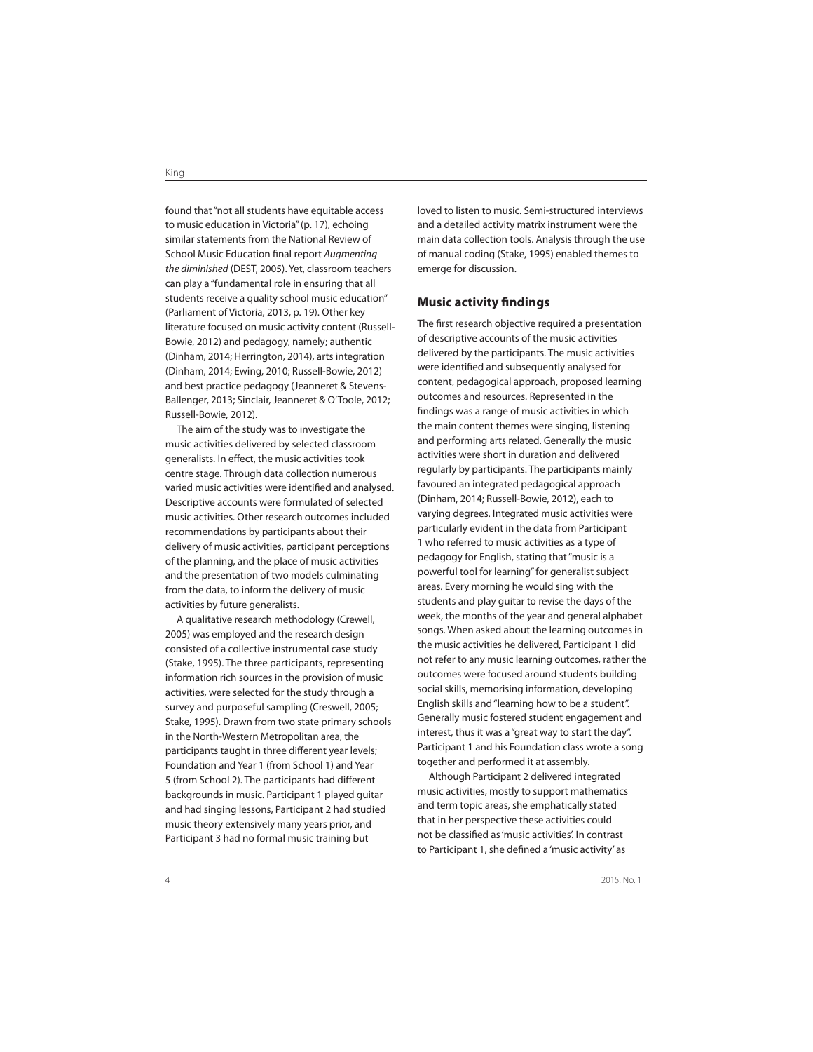found that "not all students have equitable access to music education in Victoria" (p. 17), echoing similar statements from the National Review of School Music Education final report *Augmenting the diminished* (DEST, 2005). Yet, classroom teachers can play a "fundamental role in ensuring that all students receive a quality school music education" (Parliament of Victoria, 2013, p. 19). Other key literature focused on music activity content (Russell-Bowie, 2012) and pedagogy, namely; authentic (Dinham, 2014; Herrington, 2014), arts integration (Dinham, 2014; Ewing, 2010; Russell-Bowie, 2012) and best practice pedagogy (Jeanneret & Stevens-Ballenger, 2013; Sinclair, Jeanneret & O'Toole, 2012; Russell-Bowie, 2012).

The aim of the study was to investigate the music activities delivered by selected classroom generalists. In effect, the music activities took centre stage. Through data collection numerous varied music activities were identified and analysed. Descriptive accounts were formulated of selected music activities. Other research outcomes included recommendations by participants about their delivery of music activities, participant perceptions of the planning, and the place of music activities and the presentation of two models culminating from the data, to inform the delivery of music activities by future generalists.

A qualitative research methodology (Crewell, 2005) was employed and the research design consisted of a collective instrumental case study (Stake, 1995). The three participants, representing information rich sources in the provision of music activities, were selected for the study through a survey and purposeful sampling (Creswell, 2005; Stake, 1995). Drawn from two state primary schools in the North-Western Metropolitan area, the participants taught in three different year levels; Foundation and Year 1 (from School 1) and Year 5 (from School 2). The participants had different backgrounds in music. Participant 1 played guitar and had singing lessons, Participant 2 had studied music theory extensively many years prior, and Participant 3 had no formal music training but loved to listen to music. Semi-structured interviews and a detailed activity matrix instrument were the main data collection tools. Analysis through the use of manual coding (Stake, 1995) enabled themes to emerge for discussion.

## Music activity findings

The first research objective required a presentation of descriptive accounts of the music activities delivered by the participants. The music activities were identified and subsequently analysed for content, pedagogical approach, proposed learning outcomes and resources. Represented in the findings was a range of music activities in which the main content themes were singing, listening and performing arts related. Generally the music activities were short in duration and delivered regularly by participants. The participants mainly favoured an integrated pedagogical approach (Dinham, 2014; Russell-Bowie, 2012), each to varying degrees. Integrated music activities were particularly evident in the data from Participant 1 who referred to music activities as a type of pedagogy for English, stating that "music is a powerful tool for learning" for generalist subject areas. Every morning he would sing with the students and play guitar to revise the days of the week, the months of the year and general alphabet songs. When asked about the learning outcomes in the music activities he delivered, Participant 1 did not refer to any music learning outcomes, rather the outcomes were focused around students building social skills, memorising information, developing English skills and "learning how to be a student". Generally music fostered student engagement and interest, thus it was a "great way to start the day". Participant 1 and his Foundation class wrote a song together and performed it at assembly.

Although Participant 2 delivered integrated music activities, mostly to support mathematics and term topic areas, she emphatically stated that in her perspective these activities could not be classified as 'music activities'. In contrast to Participant 1, she defined a 'music activity' as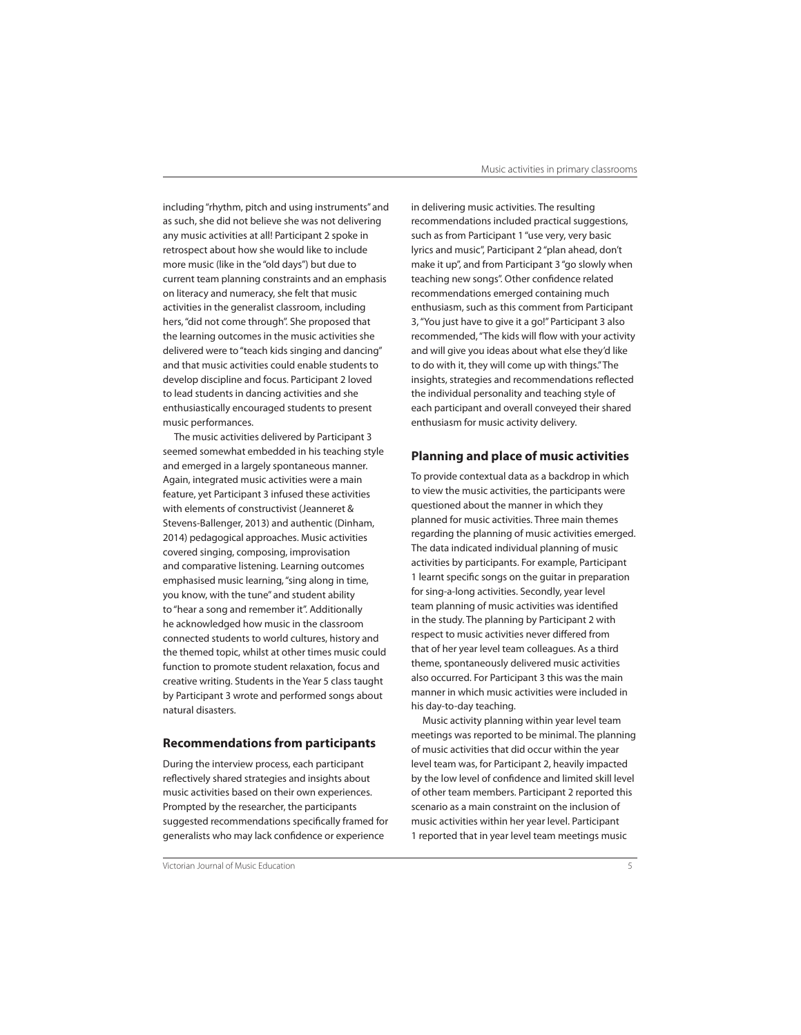including "rhythm, pitch and using instruments" and as such, she did not believe she was not delivering any music activities at all! Participant 2 spoke in retrospect about how she would like to include more music (like in the "old days") but due to current team planning constraints and an emphasis on literacy and numeracy, she felt that music activities in the generalist classroom, including hers, "did not come through". She proposed that the learning outcomes in the music activities she delivered were to "teach kids singing and dancing" and that music activities could enable students to develop discipline and focus. Participant 2 loved to lead students in dancing activities and she enthusiastically encouraged students to present music performances.

The music activities delivered by Participant 3 seemed somewhat embedded in his teaching style and emerged in a largely spontaneous manner. Again, integrated music activities were a main feature, yet Participant 3 infused these activities with elements of constructivist (Jeanneret & Stevens-Ballenger, 2013) and authentic (Dinham, 2014) pedagogical approaches. Music activities covered singing, composing, improvisation and comparative listening. Learning outcomes emphasised music learning, "sing along in time, you know, with the tune" and student ability to "hear a song and remember it". Additionally he acknowledged how music in the classroom connected students to world cultures, history and the themed topic, whilst at other times music could function to promote student relaxation, focus and creative writing. Students in the Year 5 class taught by Participant 3 wrote and performed songs about natural disasters.

## Recommendations from participants

During the interview process, each participant reflectively shared strategies and insights about music activities based on their own experiences. Prompted by the researcher, the participants suggested recommendations specifically framed for generalists who may lack confidence or experience in delivering music activities. The resulting recommendations included practical suggestions, such as from Participant 1 "use very, very basic lyrics and music", Participant 2 "plan ahead, don't make it up", and from Participant 3 "go slowly when teaching new songs". Other confidence related recommendations emerged containing much enthusiasm, such as this comment from Participant 3, "You just have to give it a go!" Participant 3 also recommended, "The kids will flow with your activity and will give you ideas about what else they'd like to do with it, they will come up with things." The insights, strategies and recommendations reflected the individual personality and teaching style of each participant and overall conveyed their shared enthusiasm for music activity delivery.

## Planning and place of music activities

To provide contextual data as a backdrop in which to view the music activities, the participants were questioned about the manner in which they planned for music activities. Three main themes regarding the planning of music activities emerged. The data indicated individual planning of music activities by participants. For example, Participant 1 learnt specific songs on the guitar in preparation for sing-a-long activities. Secondly, year level team planning of music activities was identified in the study. The planning by Participant 2 with respect to music activities never differed from that of her year level team colleagues. As a third theme, spontaneously delivered music activities also occurred. For Participant 3 this was the main manner in which music activities were included in his day-to-day teaching.

Music activity planning within year level team meetings was reported to be minimal. The planning of music activities that did occur within the year level team was, for Participant 2, heavily impacted by the low level of confidence and limited skill level of other team members. Participant 2 reported this scenario as a main constraint on the inclusion of music activities within her year level. Participant 1 reported that in year level team meetings music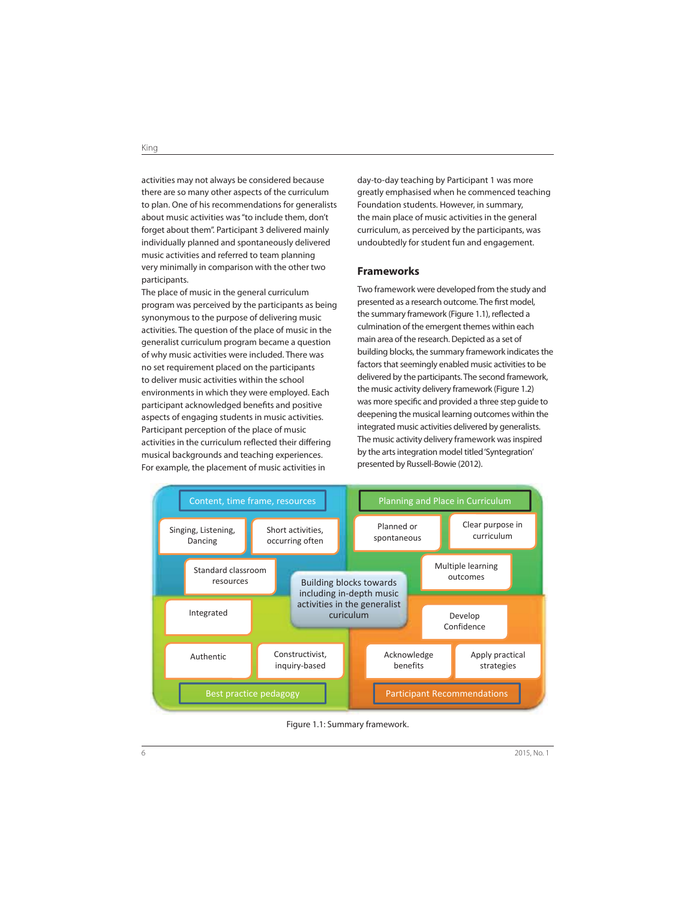activities may not always be considered because there are so many other aspects of the curriculum to plan. One of his recommendations for generalists about music activities was "to include them, don't forget about them". Participant 3 delivered mainly individually planned and spontaneously delivered music activities and referred to team planning very minimally in comparison with the other two participants.

The place of music in the general curriculum program was perceived by the participants as being synonymous to the purpose of delivering music activities. The question of the place of music in the generalist curriculum program became a question of why music activities were included. There was no set requirement placed on the participants to deliver music activities within the school environments in which they were employed. Each participant acknowledged benefits and positive aspects of engaging students in music activities. Participant perception of the place of music activities in the curriculum reflected their differing musical backgrounds and teaching experiences. For example, the placement of music activities in day-to-day teaching by Participant 1 was more greatly emphasised when he commenced teaching Foundation students. However, in summary, the main place of music activities in the general curriculum, as perceived by the participants, was undoubtedly for student fun and engagement.

## Frameworks

Two framework were developed from the study and presented as a research outcome. The first model, the summary framework (Figure 1.1), reflected a culmination of the emergent themes within each main area of the research. Depicted as a set of building blocks, the summary framework indicates the factors that seemingly enabled music activities to be delivered by the participants. The second framework, the music activity delivery framework (Figure 1.2) was more specific and provided a three step guide to deepening the musical learning outcomes within the integrated music activities delivered by generalists. The music activity delivery framework was inspired by the arts integration model titled 'Syntegration' presented by Russell-Bowie (2012).

| Content, time frame, resources | Planning and Place in Curriculum |
|---|---|
| Singing, Listening, Dancing | Planned or spontaneous |
| Short activities, occurring often | Clear purpose in curriculum |
| Standard classroom resources | Multiple learning outcomes |

Building blocks towards including in-depth music activities in the generalist curiculum

| Best practice pedagogy | Participant Recommendations |
|---|---|
| Integrated | Develop Confidence |
| Authentic | Acknowledge benefits |
| Constructivist, inquiry-based | Apply practical strategies |

Figure 1.1: Summary framework.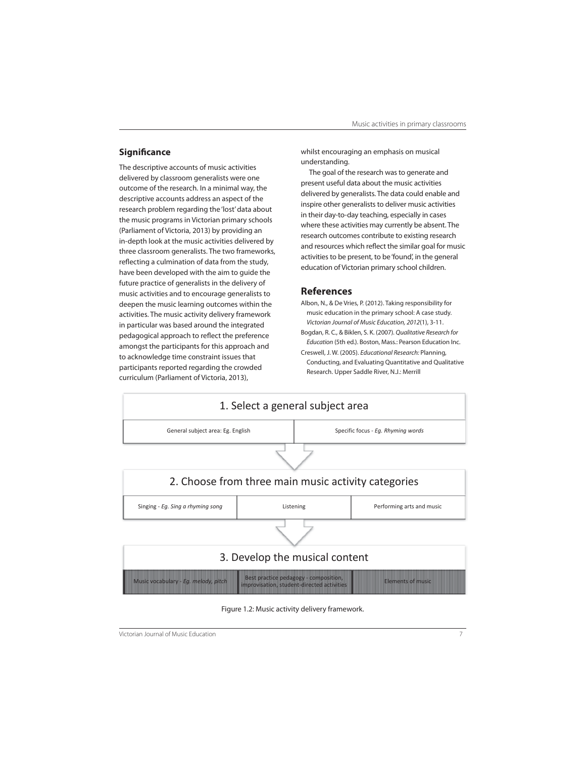## Significance

The descriptive accounts of music activities delivered by classroom generalists were one outcome of the research. In a minimal way, the descriptive accounts address an aspect of the research problem regarding the 'lost' data about the music programs in Victorian primary schools (Parliament of Victoria, 2013) by providing an in-depth look at the music activities delivered by three classroom generalists. The two frameworks, reflecting a culmination of data from the study, have been developed with the aim to guide the future practice of generalists in the delivery of music activities and to encourage generalists to deepen the music learning outcomes within the activities. The music activity delivery framework in particular was based around the integrated pedagogical approach to reflect the preference amongst the participants for this approach and to acknowledge time constraint issues that participants reported regarding the crowded curriculum (Parliament of Victoria, 2013), whilst encouraging an emphasis on musical understanding.

The goal of the research was to generate and present useful data about the music activities delivered by generalists. The data could enable and inspire other generalists to deliver music activities in their day-to-day teaching, especially in cases where these activities may currently be absent. The research outcomes contribute to existing research and resources which reflect the similar goal for music activities to be present, to be 'found', in the general education of Victorian primary school children.

## References

Albon, N., & De Vries, P. (2012). Taking responsibility for music education in the primary school: A case study. *Victorian Journal of Music Education, 2012*(1), 3-11.

Bogdan, R. C., & Biklen, S. K. (2007). *Qualitative Research for Education* (5th ed.). Boston, Mass.: Pearson Education Inc.

Creswell, J. W. (2005). *Educational Research:* Planning, Conducting, and Evaluating Quantitative and Qualitative Research. Upper Saddle River, N.J.: Merrill

| 1. Select a general subject area | |
|---|---|
| General subject area: Eg. English | Specific focus - *Eg. Rhyming words* |

| 2. Choose from three main music activity categories | | |
|---|---|---|
| Singing - *Eg. Sing a rhyming song* | Listening | Performing arts and music |

| 3. Develop the musical content | | |
|---|---|---|
| Music vocabulary - *Eg. melody, pitch* | Best practice pedagogy - composition, improvisation, student-directed activities | Elements of music |

Figure 1.2: Music activity delivery framework.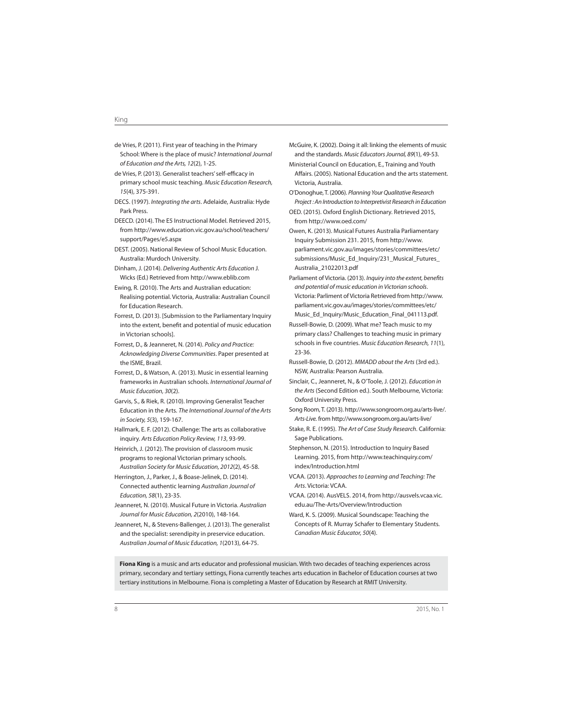de Vries, P. (2011). First year of teaching in the Primary School: Where is the place of music? *International Journal of Education and the Arts, 12*(2), 1-25.

de Vries, P. (2013). Generalist teachers' self-efficacy in primary school music teaching. *Music Education Research, 15*(4), 375-391.

DECS. (1997). *Integrating the arts*. Adelaide, Australia: Hyde Park Press.

DEECD. (2014). The E5 Instructional Model. Retrieved 2015, from http://www.education.vic.gov.au/school/teachers/support/Pages/e5.aspx

DEST. (2005). National Review of School Music Education. Australia: Murdoch University.

Dinham, J. (2014). *Delivering Authentic Arts Education* J. Wicks (Ed.) Retrieved from http://www.eblib.com

Ewing, R. (2010). The Arts and Australian education: Realising potential. Victoria, Australia: Australian Council for Education Research.

Forrest, D. (2013). [Submission to the Parliamentary Inquiry into the extent, benefit and potential of music education in Victorian schools].

Forrest, D., & Jeanneret, N. (2014). *Policy and Practice: Acknowledging Diverse Communities*. Paper presented at the ISME, Brazil.

Forrest, D., & Watson, A. (2013). Music in essential learning frameworks in Australian schools. *International Journal of Music Education, 30*(2).

Garvis, S., & Riek, R. (2010). Improving Generalist Teacher Education in the Arts. *The International Journal of the Arts in Society, 5*(3), 159-167.

Hallmark, E. F. (2012). Challenge: The arts as collaborative inquiry. *Arts Education Policy Review, 113*, 93-99.

Heinrich, J. (2012). The provision of classroom music programs to regional Victorian primary schools. *Australian Society for Music Education, 2012*(2), 45-58.

Herrington, J., Parker, J., & Boase-Jelinek, D. (2014). Connected authentic learning *Australian Journal of Education, 58*(1), 23-35.

Jeanneret, N. (2010). Musical Future in Victoria. *Australian Journal for Music Education, 2*(2010), 148-164.

Jeanneret, N., & Stevens-Ballenger, J. (2013). The generalist and the specialist: serendipity in preservice education. *Australian Journal of Music Education, 1*(2013), 64-75.

McGuire, K. (2002). Doing it all: linking the elements of music and the standards. *Music Educators Journal, 89*(1), 49-53.

Ministerial Council on Education, E., Training and Youth Affairs. (2005). National Education and the arts statement. Victoria, Australia.

O'Donoghue, T. (2006). *Planning Your Qualitative Research Project : An Introduction to Interpretivist Research in Education*

OED. (2015). Oxford English Dictionary. Retrieved 2015, from http://www.oed.com/

Owen, K. (2013). Musical Futures Australia Parliamentary Inquiry Submission 231. 2015, from http://www.parliament.vic.gov.au/images/stories/committees/etc/submissions/Music_Ed_Inquiry/231_Musical_Futures_Australia_21022013.pdf

Parliament of Victoria. (2013). *Inquiry into the extent, benefits and potential of music education in Victorian schools*. Victoria: Parliment of Victoria Retrieved from http://www.parliament.vic.gov.au/images/stories/committees/etc/Music_Ed_Inquiry/Music_Education_Final_041113.pdf.

Russell-Bowie, D. (2009). What me? Teach music to my primary class? Challenges to teaching music in primary schools in five countries. *Music Education Research, 11*(1), 23-36.

Russell-Bowie, D. (2012). *MMADD about the Arts* (3rd ed.). NSW, Australia: Pearson Australia.

Sinclair, C., Jeanneret, N., & O'Toole, J. (2012). *Education in the Arts* (Second Edition ed.). South Melbourne, Victoria: Oxford University Press.

Song Room, T. (2013). http://www.songroom.org.au/arts-live/. *Arts-Live*. from http://www.songroom.org.au/arts-live/

Stake, R. E. (1995). *The Art of Case Study Research*. California: Sage Publications.

Stephenson, N. (2015). Introduction to Inquiry Based Learning. 2015, from http://www.teachinquiry.com/index/Introduction.html

VCAA. (2013). *Approaches to Learning and Teaching: The Arts*. Victoria: VCAA.

VCAA. (2014). AusVELS. 2014, from http://ausvels.vcaa.vic.edu.au/The-Arts/Overview/Introduction

Ward, K. S. (2009). Musical Soundscape: Teaching the Concepts of R. Murray Schafer to Elementary Students. *Canadian Music Educator, 50*(4).

**Fiona King** is a music and arts educator and professional musician. With two decades of teaching experiences across primary, secondary and tertiary settings, Fiona currently teaches arts education in Bachelor of Education courses at two tertiary institutions in Melbourne. Fiona is completing a Master of Education by Research at RMIT University.